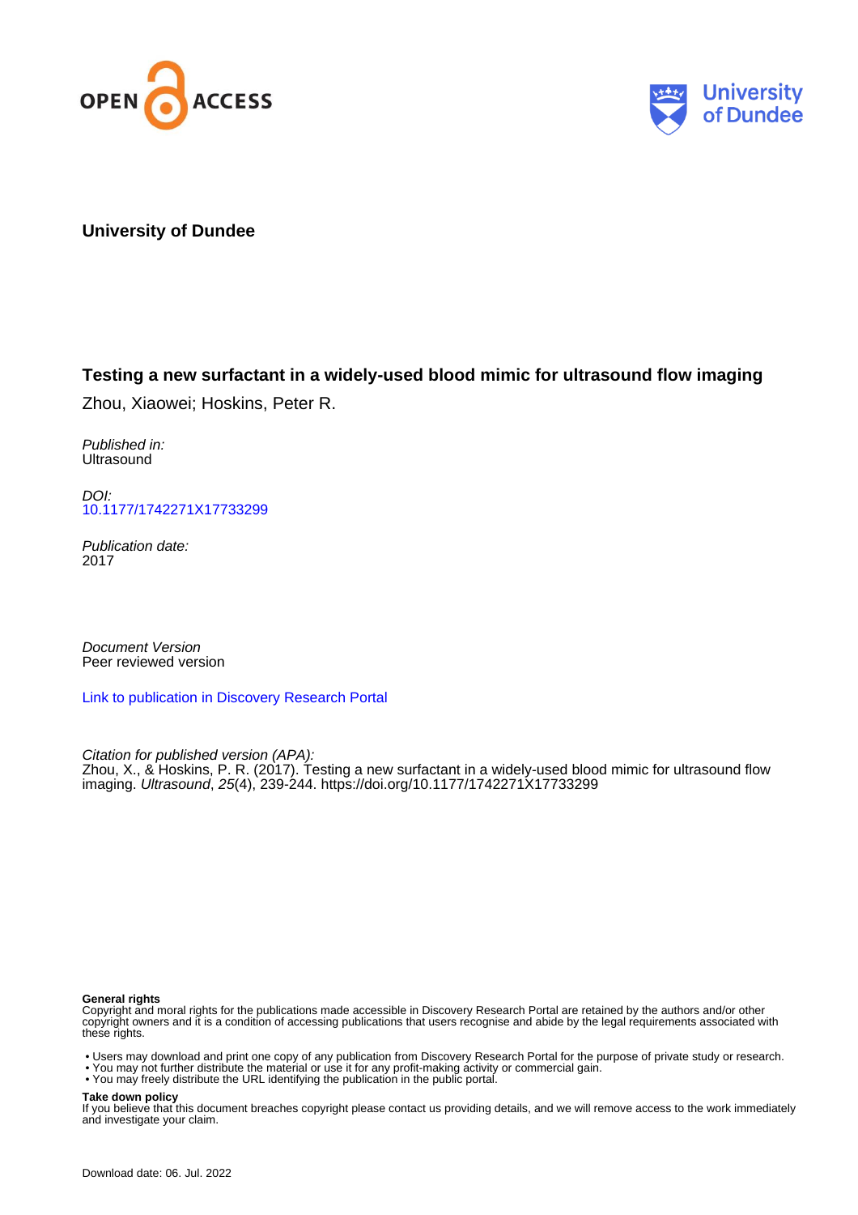OPEN ACCESS

University of Dundee

**University of Dundee**

# Testing a new surfactant in a widely-used blood mimic for ultrasound flow imaging

Zhou, Xiaowei; Hoskins, Peter R.

*Published in:*
Ultrasound

*DOI:*
10.1177/1742271X17733299

*Publication date:*
2017

*Document Version*
Peer reviewed version

Link to publication in Discovery Research Portal

*Citation for published version (APA):*
Zhou, X., & Hoskins, P. R. (2017). Testing a new surfactant in a widely-used blood mimic for ultrasound flow imaging. *Ultrasound*, *25*(4), 239-244. https://doi.org/10.1177/1742271X17733299

**General rights**
Copyright and moral rights for the publications made accessible in Discovery Research Portal are retained by the authors and/or other copyright owners and it is a condition of accessing publications that users recognise and abide by the legal requirements associated with these rights.

- Users may download and print one copy of any publication from Discovery Research Portal for the purpose of private study or research.
- You may not further distribute the material or use it for any profit-making activity or commercial gain.
- You may freely distribute the URL identifying the publication in the public portal.

**Take down policy**
If you believe that this document breaches copyright please contact us providing details, and we will remove access to the work immediately and investigate your claim.

Download date: 06. Jul. 2022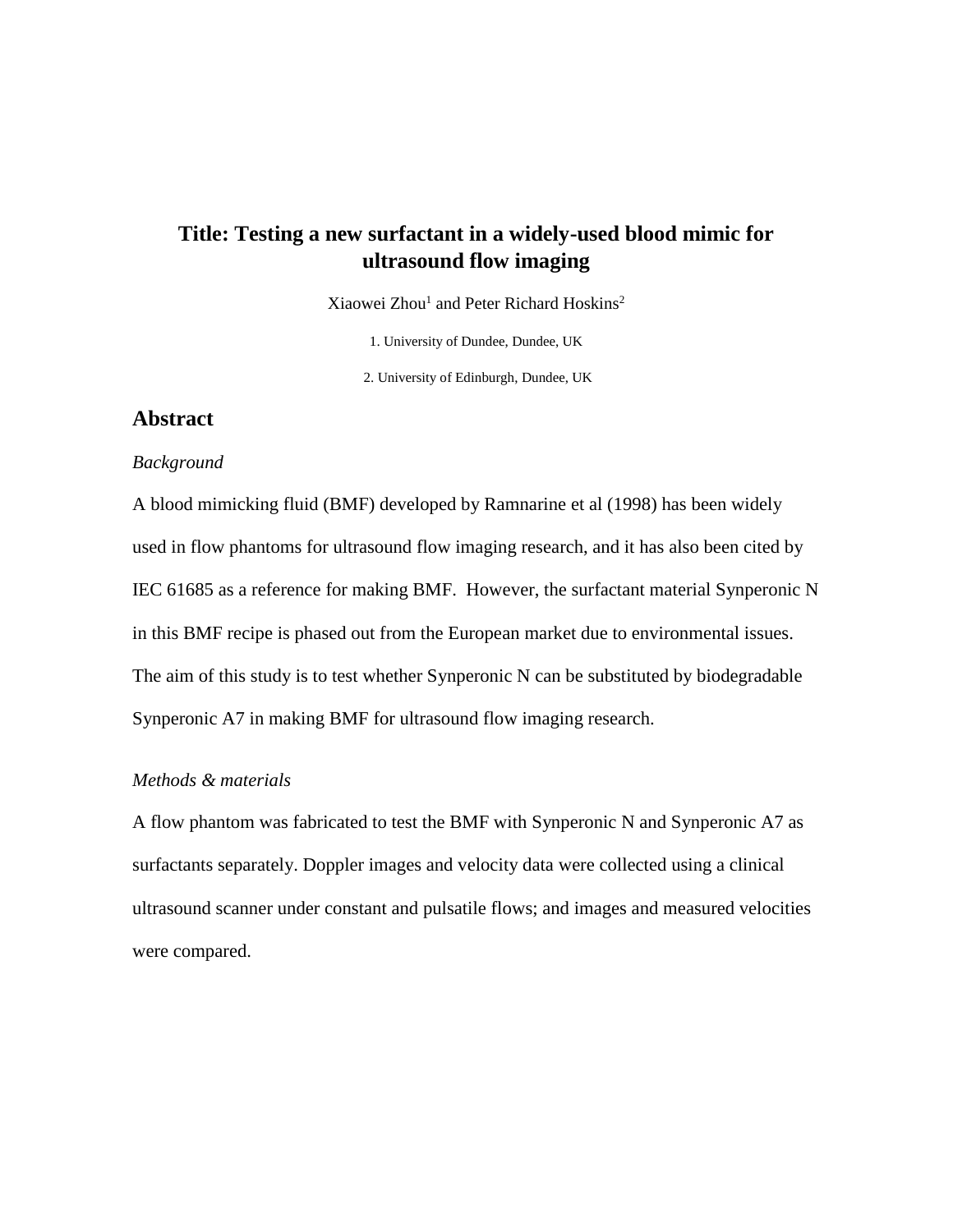# Title: Testing a new surfactant in a widely-used blood mimic for ultrasound flow imaging

Xiaowei Zhou[1] and Peter Richard Hoskins[2]

1. University of Dundee, Dundee, UK

2. University of Edinburgh, Dundee, UK

## Abstract

*Background*

A blood mimicking fluid (BMF) developed by Ramnarine et al (1998) has been widely used in flow phantoms for ultrasound flow imaging research, and it has also been cited by IEC 61685 as a reference for making BMF. However, the surfactant material Synperonic N in this BMF recipe is phased out from the European market due to environmental issues. The aim of this study is to test whether Synperonic N can be substituted by biodegradable Synperonic A7 in making BMF for ultrasound flow imaging research.

*Methods & materials*

A flow phantom was fabricated to test the BMF with Synperonic N and Synperonic A7 as surfactants separately. Doppler images and velocity data were collected using a clinical ultrasound scanner under constant and pulsatile flows; and images and measured velocities were compared.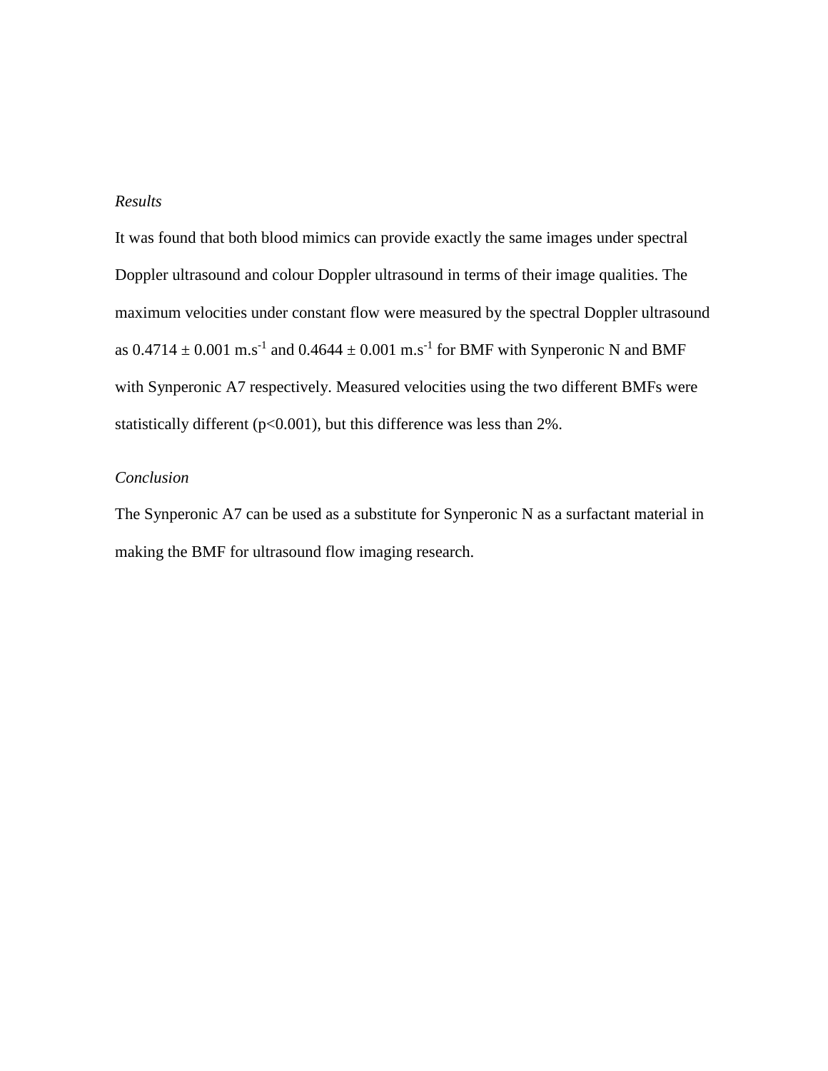*Results*

It was found that both blood mimics can provide exactly the same images under spectral Doppler ultrasound and colour Doppler ultrasound in terms of their image qualities. The maximum velocities under constant flow were measured by the spectral Doppler ultrasound as $0.4714 \pm 0.001$ m.s$^{-1}$ and $0.4644 \pm 0.001$ m.s$^{-1}$ for BMF with Synperonic N and BMF with Synperonic A7 respectively. Measured velocities using the two different BMFs were statistically different ($p<0.001$), but this difference was less than 2%.

*Conclusion*

The Synperonic A7 can be used as a substitute for Synperonic N as a surfactant material in making the BMF for ultrasound flow imaging research.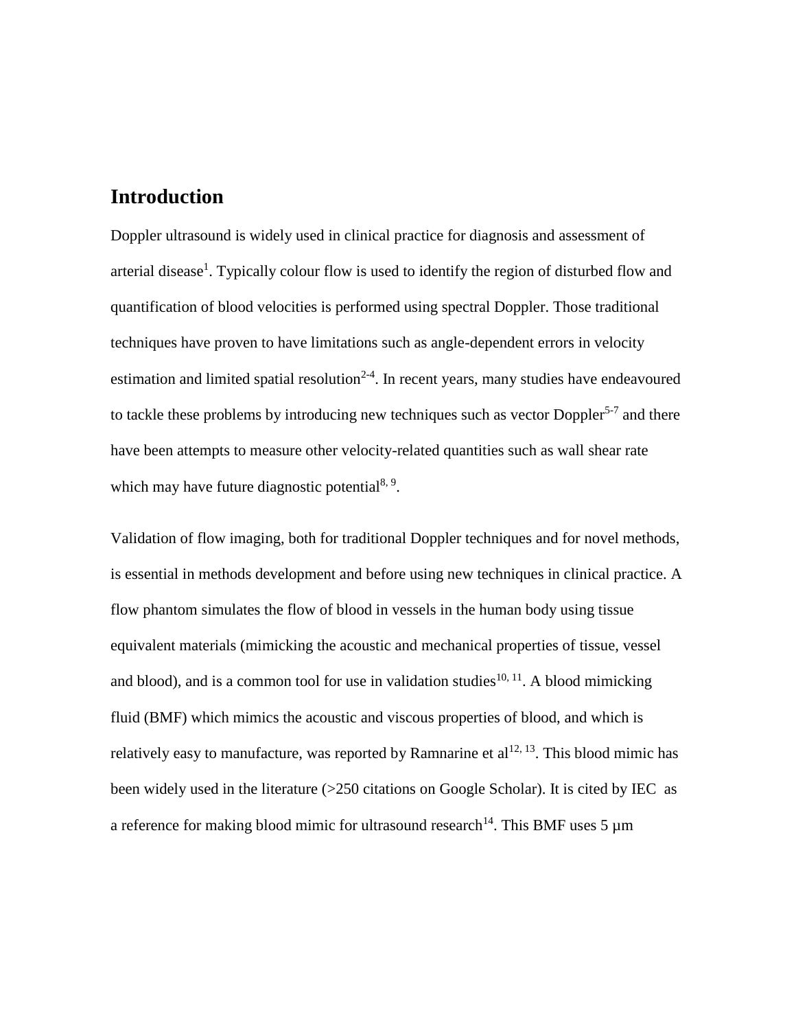## Introduction

Doppler ultrasound is widely used in clinical practice for diagnosis and assessment of arterial disease[1]. Typically colour flow is used to identify the region of disturbed flow and quantification of blood velocities is performed using spectral Doppler. Those traditional techniques have proven to have limitations such as angle-dependent errors in velocity estimation and limited spatial resolution[2-4]. In recent years, many studies have endeavoured to tackle these problems by introducing new techniques such as vector Doppler[5-7] and there have been attempts to measure other velocity-related quantities such as wall shear rate which may have future diagnostic potential[8, 9].

Validation of flow imaging, both for traditional Doppler techniques and for novel methods, is essential in methods development and before using new techniques in clinical practice. A flow phantom simulates the flow of blood in vessels in the human body using tissue equivalent materials (mimicking the acoustic and mechanical properties of tissue, vessel and blood), and is a common tool for use in validation studies[10, 11]. A blood mimicking fluid (BMF) which mimics the acoustic and viscous properties of blood, and which is relatively easy to manufacture, was reported by Ramnarine et al[12, 13]. This blood mimic has been widely used in the literature (>250 citations on Google Scholar). It is cited by IEC as a reference for making blood mimic for ultrasound research[14]. This BMF uses 5 µm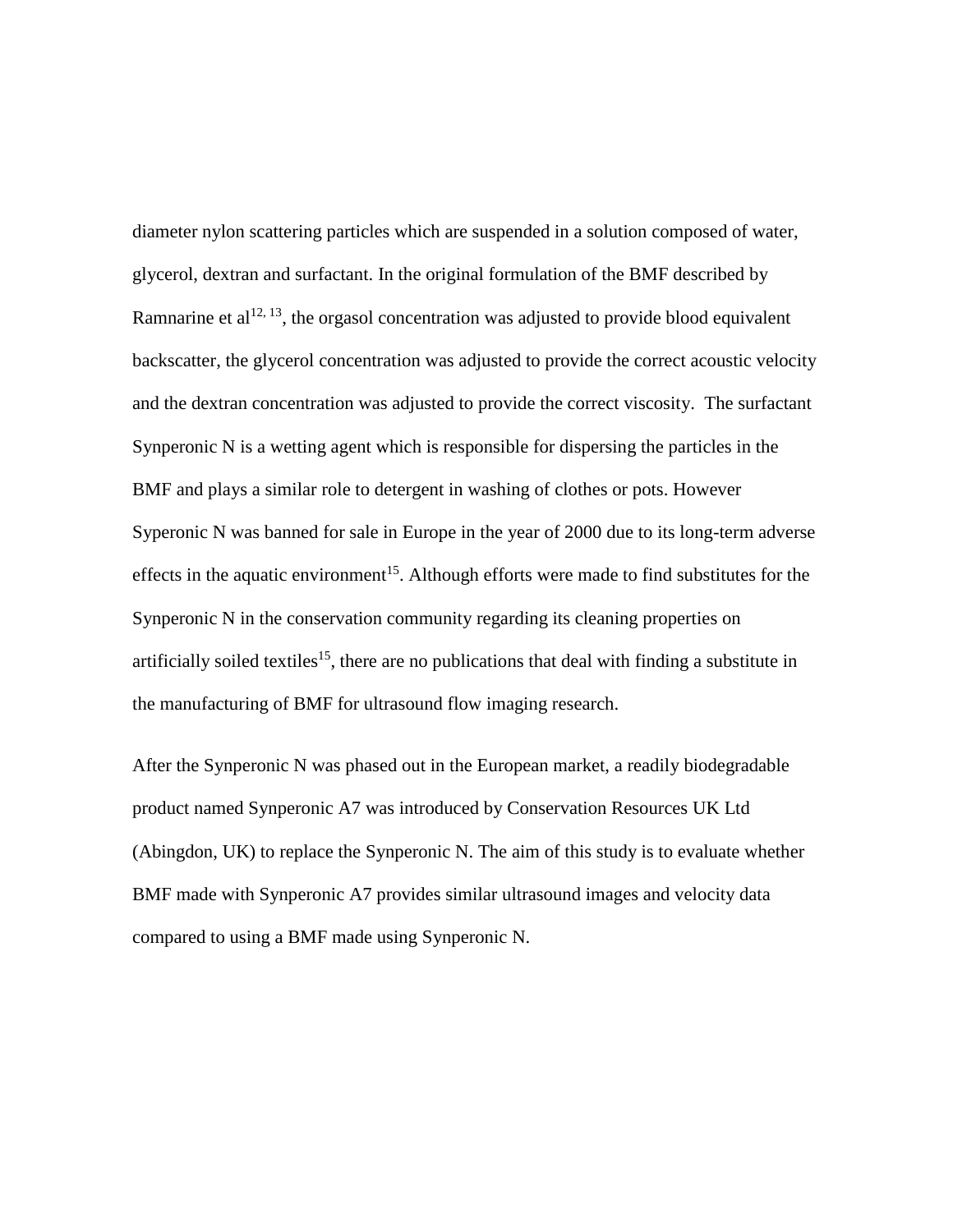diameter nylon scattering particles which are suspended in a solution composed of water, glycerol, dextran and surfactant. In the original formulation of the BMF described by Ramnarine et al[12, 13], the orgasol concentration was adjusted to provide blood equivalent backscatter, the glycerol concentration was adjusted to provide the correct acoustic velocity and the dextran concentration was adjusted to provide the correct viscosity. The surfactant Synperonic N is a wetting agent which is responsible for dispersing the particles in the BMF and plays a similar role to detergent in washing of clothes or pots. However Syperonic N was banned for sale in Europe in the year of 2000 due to its long-term adverse effects in the aquatic environment[15]. Although efforts were made to find substitutes for the Synperonic N in the conservation community regarding its cleaning properties on artificially soiled textiles[15], there are no publications that deal with finding a substitute in the manufacturing of BMF for ultrasound flow imaging research.

After the Synperonic N was phased out in the European market, a readily biodegradable product named Synperonic A7 was introduced by Conservation Resources UK Ltd (Abingdon, UK) to replace the Synperonic N. The aim of this study is to evaluate whether BMF made with Synperonic A7 provides similar ultrasound images and velocity data compared to using a BMF made using Synperonic N.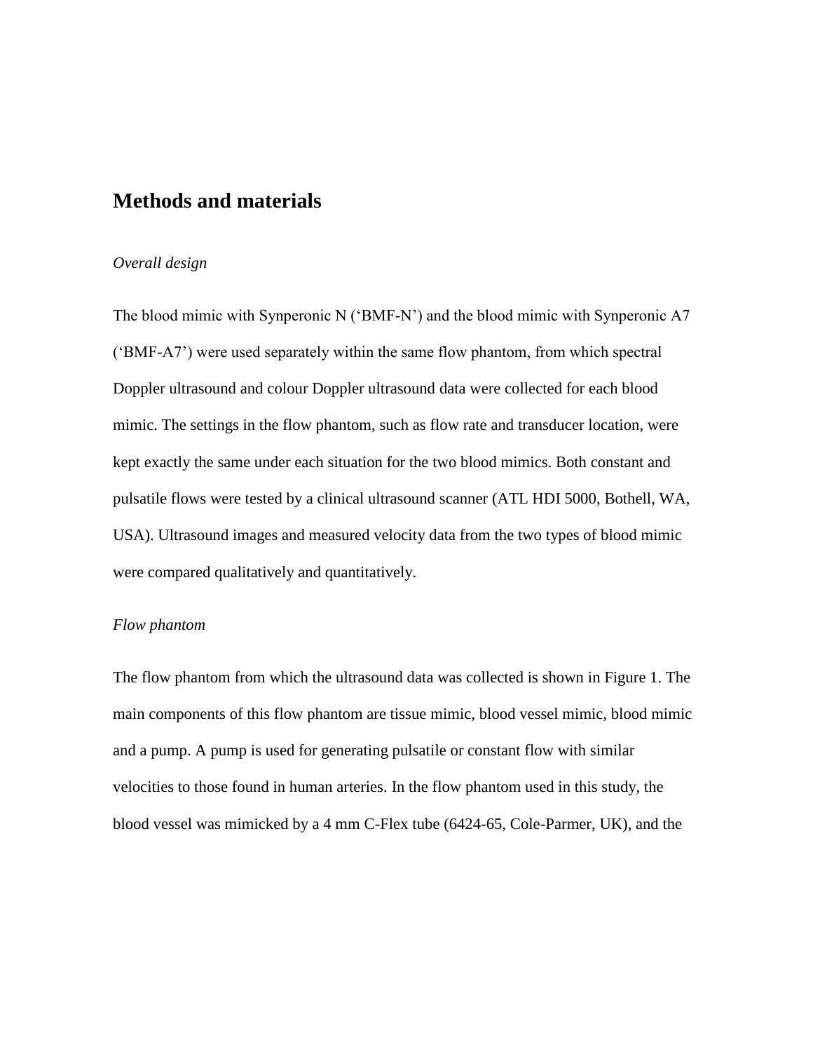## Methods and materials

*Overall design*

The blood mimic with Synperonic N ('BMF-N') and the blood mimic with Synperonic A7 ('BMF-A7') were used separately within the same flow phantom, from which spectral Doppler ultrasound and colour Doppler ultrasound data were collected for each blood mimic. The settings in the flow phantom, such as flow rate and transducer location, were kept exactly the same under each situation for the two blood mimics. Both constant and pulsatile flows were tested by a clinical ultrasound scanner (ATL HDI 5000, Bothell, WA, USA). Ultrasound images and measured velocity data from the two types of blood mimic were compared qualitatively and quantitatively.

*Flow phantom*

The flow phantom from which the ultrasound data was collected is shown in Figure 1. The main components of this flow phantom are tissue mimic, blood vessel mimic, blood mimic and a pump. A pump is used for generating pulsatile or constant flow with similar velocities to those found in human arteries. In the flow phantom used in this study, the blood vessel was mimicked by a 4 mm C-Flex tube (6424-65, Cole-Parmer, UK), and the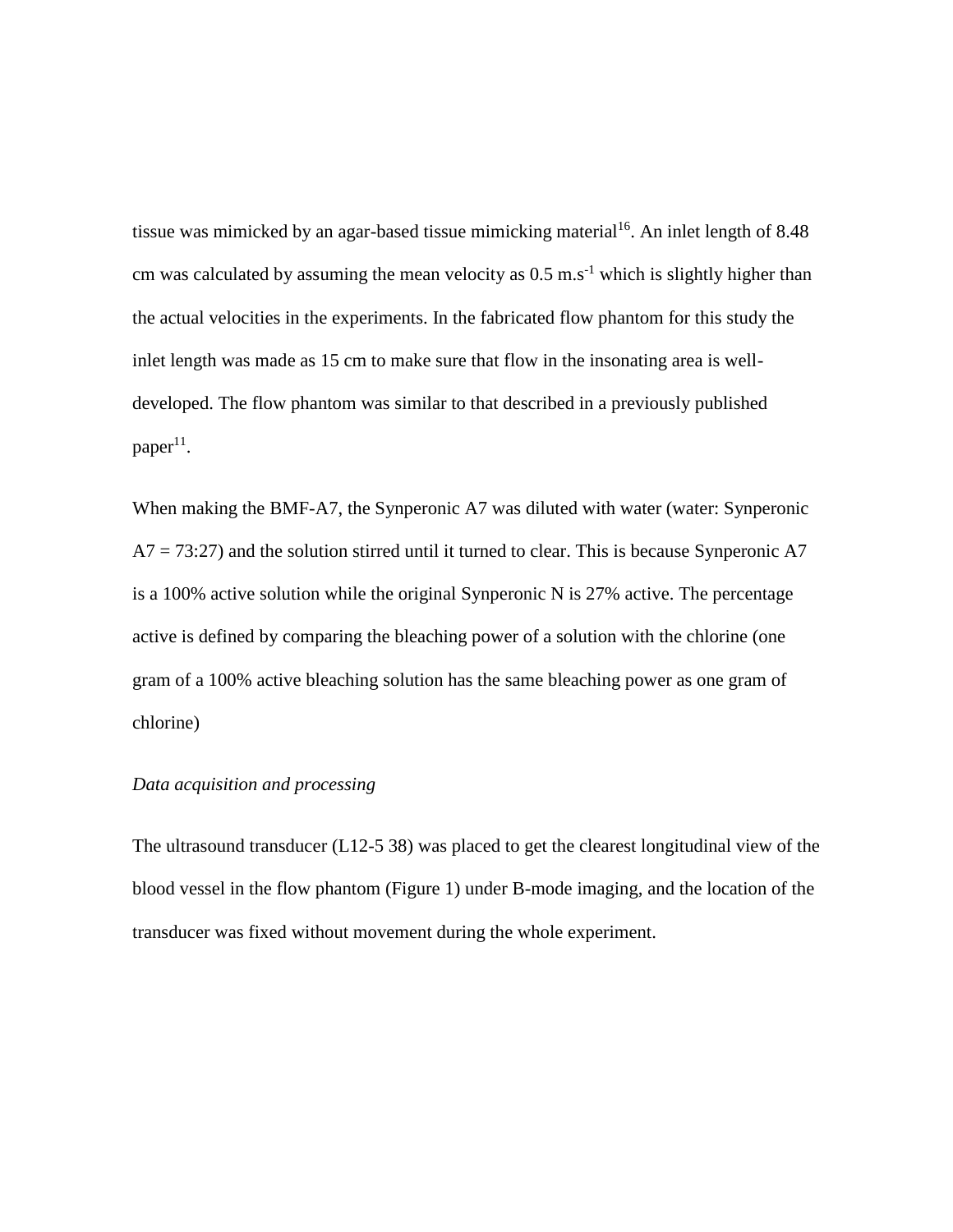tissue was mimicked by an agar-based tissue mimicking material[16]. An inlet length of 8.48 cm was calculated by assuming the mean velocity as 0.5 m.$s^{-1}$ which is slightly higher than the actual velocities in the experiments. In the fabricated flow phantom for this study the inlet length was made as 15 cm to make sure that flow in the insonating area is well-developed. The flow phantom was similar to that described in a previously published paper[11].

When making the BMF-A7, the Synperonic A7 was diluted with water (water: Synperonic A7 = 73:27) and the solution stirred until it turned to clear. This is because Synperonic A7 is a 100% active solution while the original Synperonic N is 27% active. The percentage active is defined by comparing the bleaching power of a solution with the chlorine (one gram of a 100% active bleaching solution has the same bleaching power as one gram of chlorine)

*Data acquisition and processing*

The ultrasound transducer (L12-5 38) was placed to get the clearest longitudinal view of the blood vessel in the flow phantom (Figure 1) under B-mode imaging, and the location of the transducer was fixed without movement during the whole experiment.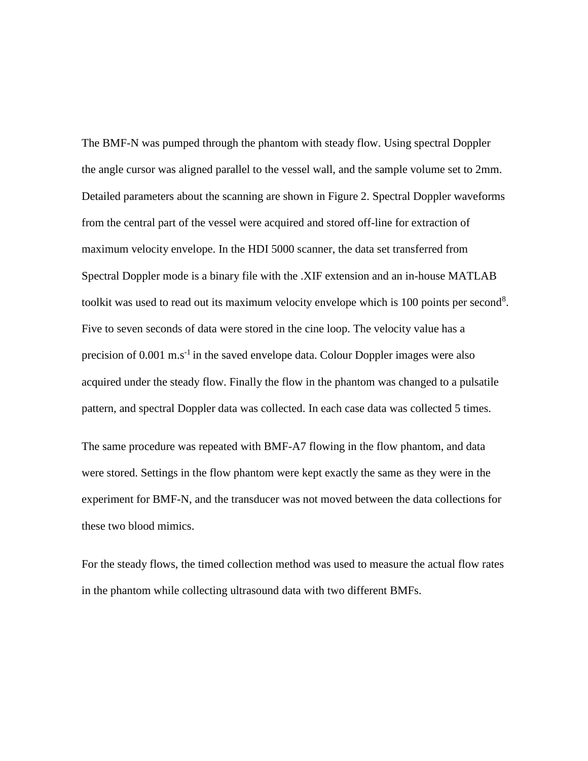The BMF-N was pumped through the phantom with steady flow. Using spectral Doppler the angle cursor was aligned parallel to the vessel wall, and the sample volume set to 2mm. Detailed parameters about the scanning are shown in Figure 2. Spectral Doppler waveforms from the central part of the vessel were acquired and stored off-line for extraction of maximum velocity envelope. In the HDI 5000 scanner, the data set transferred from Spectral Doppler mode is a binary file with the .XIF extension and an in-house MATLAB toolkit was used to read out its maximum velocity envelope which is 100 points per second[8]. Five to seven seconds of data were stored in the cine loop. The velocity value has a precision of 0.001 $m.s^{-1}$ in the saved envelope data. Colour Doppler images were also acquired under the steady flow. Finally the flow in the phantom was changed to a pulsatile pattern, and spectral Doppler data was collected. In each case data was collected 5 times.

The same procedure was repeated with BMF-A7 flowing in the flow phantom, and data were stored. Settings in the flow phantom were kept exactly the same as they were in the experiment for BMF-N, and the transducer was not moved between the data collections for these two blood mimics.

For the steady flows, the timed collection method was used to measure the actual flow rates in the phantom while collecting ultrasound data with two different BMFs.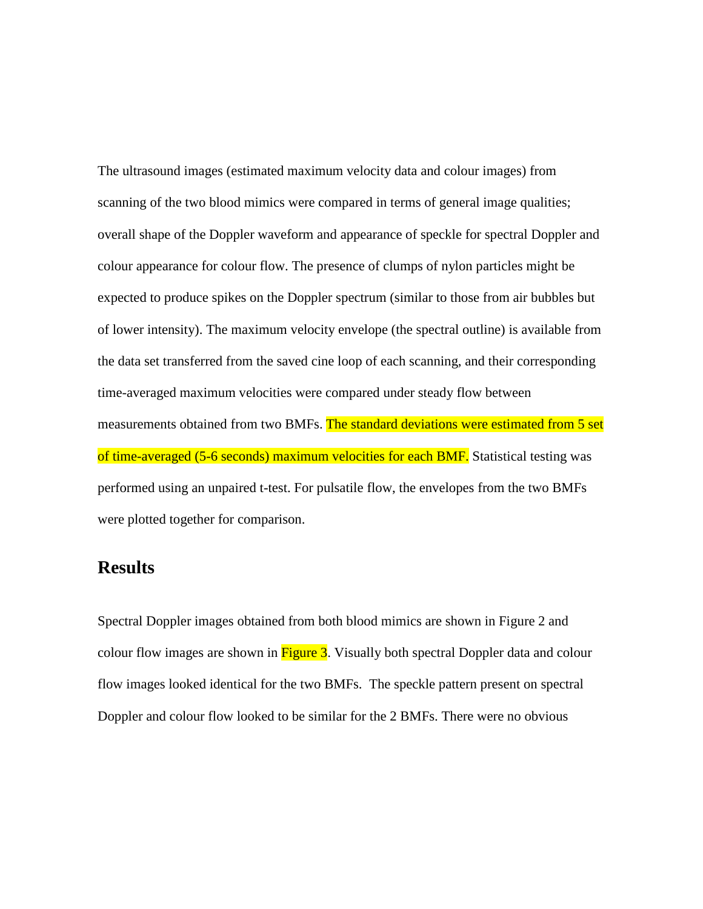The ultrasound images (estimated maximum velocity data and colour images) from scanning of the two blood mimics were compared in terms of general image qualities; overall shape of the Doppler waveform and appearance of speckle for spectral Doppler and colour appearance for colour flow. The presence of clumps of nylon particles might be expected to produce spikes on the Doppler spectrum (similar to those from air bubbles but of lower intensity). The maximum velocity envelope (the spectral outline) is available from the data set transferred from the saved cine loop of each scanning, and their corresponding time-averaged maximum velocities were compared under steady flow between measurements obtained from two BMFs. The standard deviations were estimated from 5 set of time-averaged (5-6 seconds) maximum velocities for each BMF. Statistical testing was performed using an unpaired t-test. For pulsatile flow, the envelopes from the two BMFs were plotted together for comparison.

## Results

Spectral Doppler images obtained from both blood mimics are shown in Figure 2 and colour flow images are shown in Figure 3. Visually both spectral Doppler data and colour flow images looked identical for the two BMFs. The speckle pattern present on spectral Doppler and colour flow looked to be similar for the 2 BMFs. There were no obvious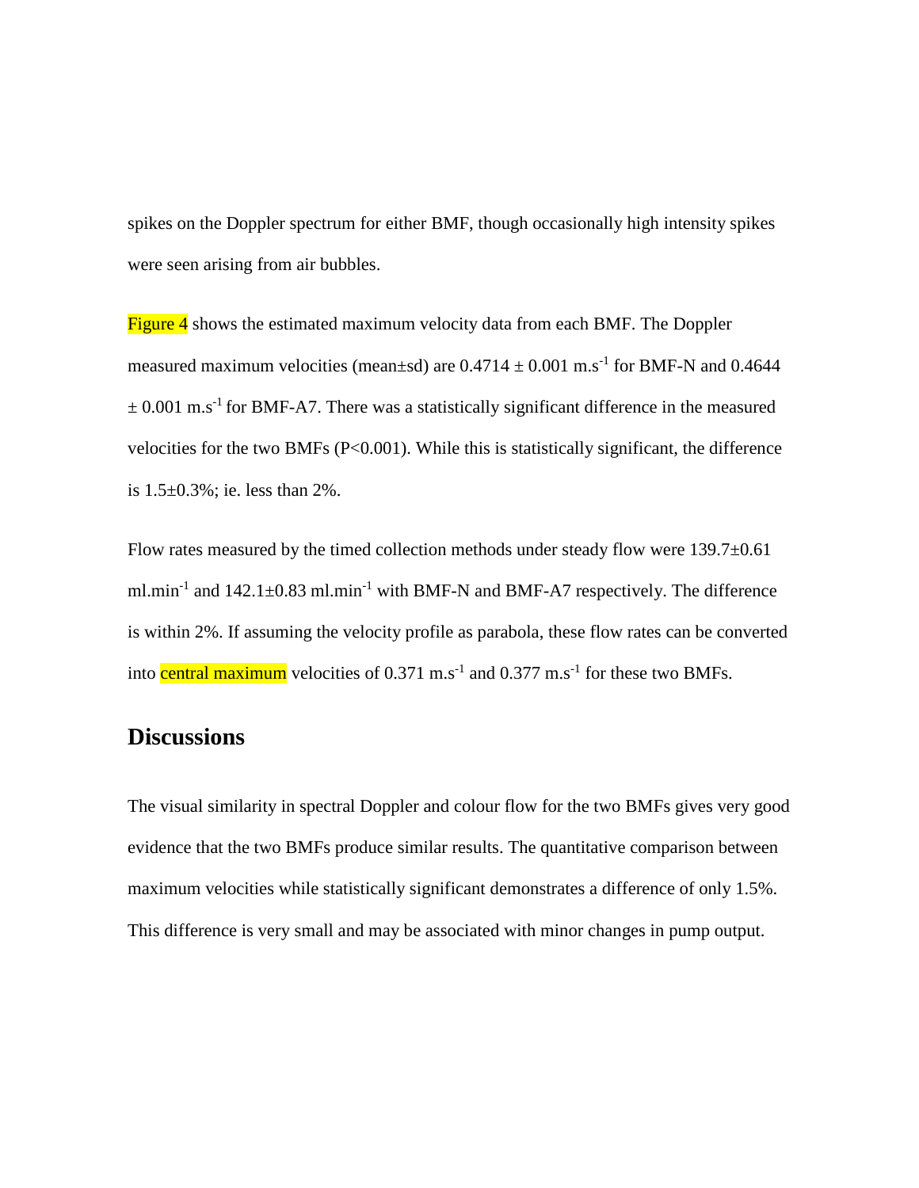spikes on the Doppler spectrum for either BMF, though occasionally high intensity spikes were seen arising from air bubbles.

Figure 4 shows the estimated maximum velocity data from each BMF. The Doppler measured maximum velocities (mean±sd) are $0.4714 \pm 0.001$ m.s$^{-1}$ for BMF-N and $0.4644 \pm 0.001$ m.s$^{-1}$ for BMF-A7. There was a statistically significant difference in the measured velocities for the two BMFs ($P<0.001$). While this is statistically significant, the difference is 1.5±0.3%; ie. less than 2%.

Flow rates measured by the timed collection methods under steady flow were 139.7±0.61 ml.min$^{-1}$ and 142.1±0.83 ml.min$^{-1}$ with BMF-N and BMF-A7 respectively. The difference is within 2%. If assuming the velocity profile as parabola, these flow rates can be converted into central maximum velocities of 0.371 m.s$^{-1}$ and 0.377 m.s$^{-1}$ for these two BMFs.

## Discussions

The visual similarity in spectral Doppler and colour flow for the two BMFs gives very good evidence that the two BMFs produce similar results. The quantitative comparison between maximum velocities while statistically significant demonstrates a difference of only 1.5%. This difference is very small and may be associated with minor changes in pump output.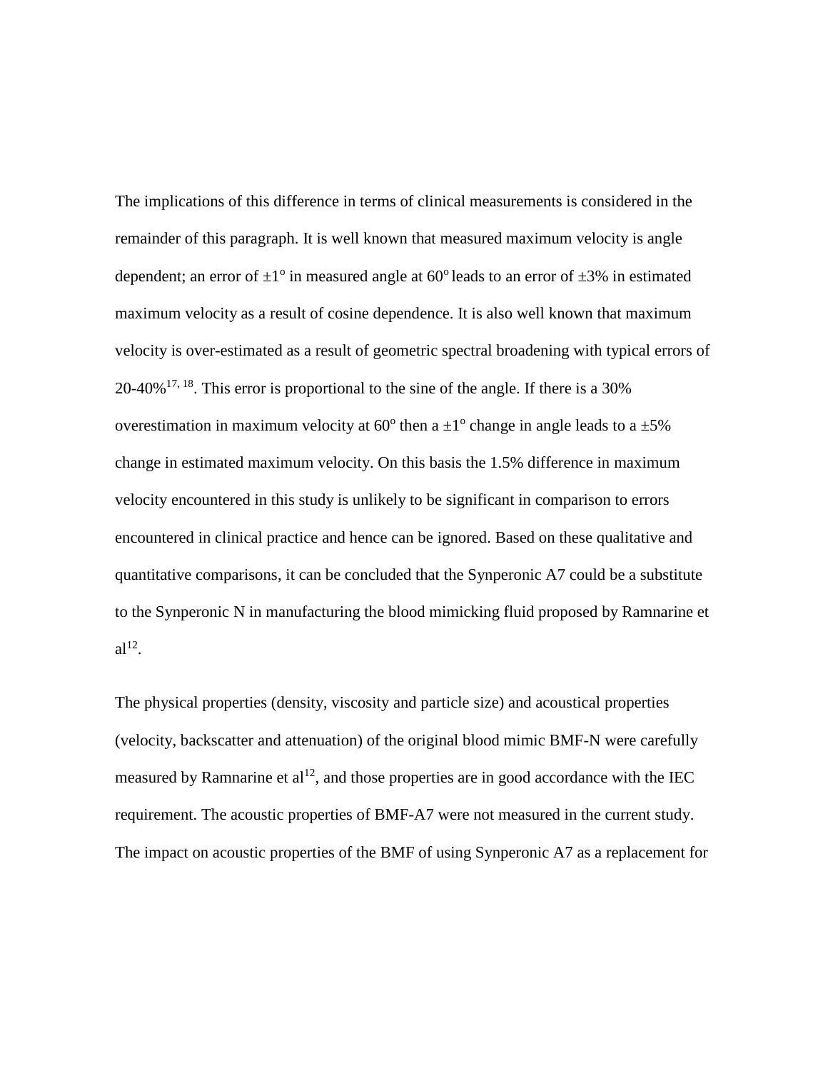The implications of this difference in terms of clinical measurements is considered in the remainder of this paragraph. It is well known that measured maximum velocity is angle dependent; an error of $\pm 1^{o}$ in measured angle at $60^{o}$ leads to an error of $\pm 3\%$ in estimated maximum velocity as a result of cosine dependence. It is also well known that maximum velocity is over-estimated as a result of geometric spectral broadening with typical errors of 20-40%[17, 18]. This error is proportional to the sine of the angle. If there is a 30% overestimation in maximum velocity at $60^{o}$ then a $\pm 1^{o}$ change in angle leads to a $\pm 5\%$ change in estimated maximum velocity. On this basis the 1.5% difference in maximum velocity encountered in this study is unlikely to be significant in comparison to errors encountered in clinical practice and hence can be ignored. Based on these qualitative and quantitative comparisons, it can be concluded that the Synperonic A7 could be a substitute to the Synperonic N in manufacturing the blood mimicking fluid proposed by Ramnarine et al[12].

The physical properties (density, viscosity and particle size) and acoustical properties (velocity, backscatter and attenuation) of the original blood mimic BMF-N were carefully measured by Ramnarine et al[12], and those properties are in good accordance with the IEC requirement. The acoustic properties of BMF-A7 were not measured in the current study. The impact on acoustic properties of the BMF of using Synperonic A7 as a replacement for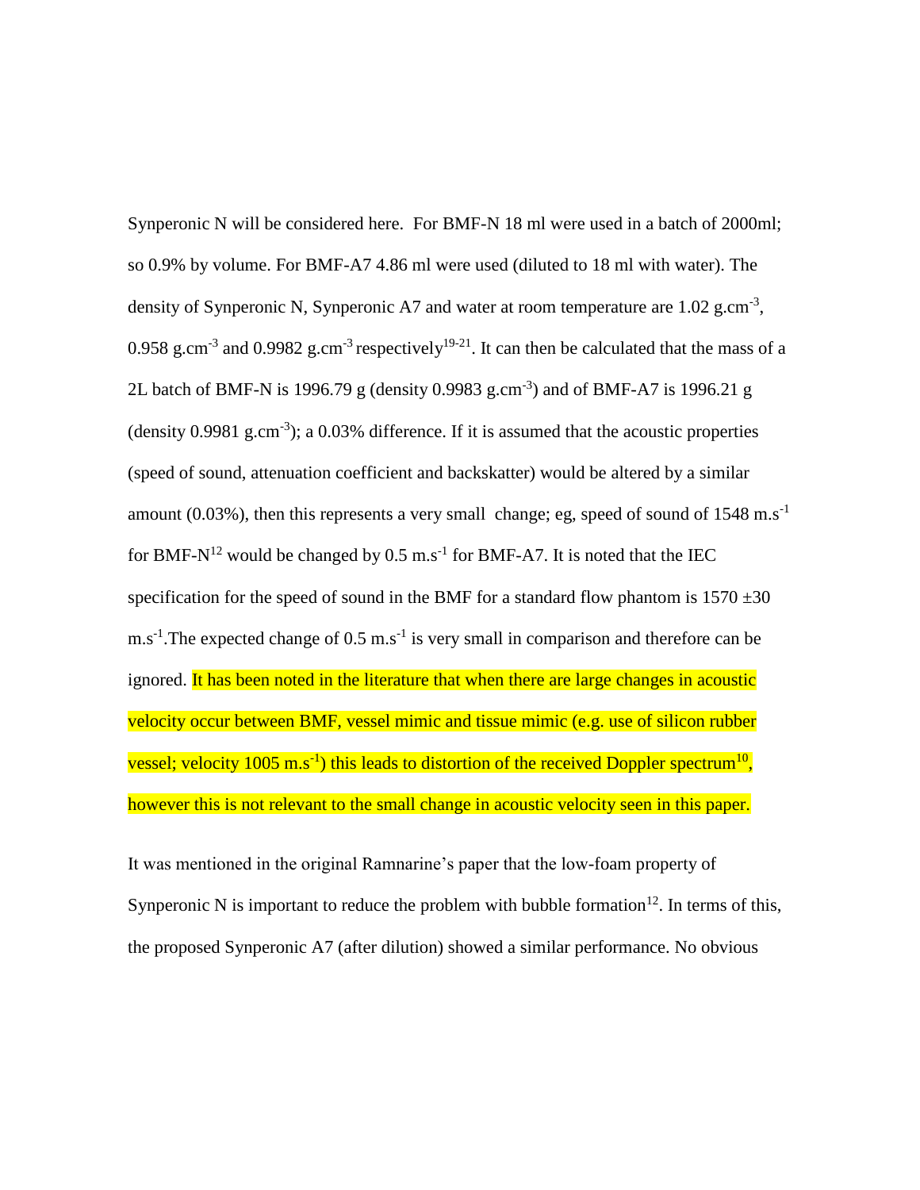Synperonic N will be considered here. For BMF-N 18 ml were used in a batch of 2000ml; so 0.9% by volume. For BMF-A7 4.86 ml were used (diluted to 18 ml with water). The density of Synperonic N, Synperonic A7 and water at room temperature are 1.02 g.cm$^{-3}$, 0.958 g.cm$^{-3}$ and 0.9982 g.cm$^{-3}$ respectively[19-21]. It can then be calculated that the mass of a 2L batch of BMF-N is 1996.79 g (density 0.9983 g.cm$^{-3}$) and of BMF-A7 is 1996.21 g (density 0.9981 g.cm$^{-3}$); a 0.03% difference. If it is assumed that the acoustic properties (speed of sound, attenuation coefficient and backskatter) would be altered by a similar amount (0.03%), then this represents a very small change; eg, speed of sound of 1548 m.s$^{-1}$ for BMF-N[12] would be changed by 0.5 m.s$^{-1}$ for BMF-A7. It is noted that the IEC specification for the speed of sound in the BMF for a standard flow phantom is 1570 ±30 m.s$^{-1}$.The expected change of 0.5 m.s$^{-1}$ is very small in comparison and therefore can be ignored. It has been noted in the literature that when there are large changes in acoustic velocity occur between BMF, vessel mimic and tissue mimic (e.g. use of silicon rubber vessel; velocity 1005 m.s$^{-1}$) this leads to distortion of the received Doppler spectrum[10], however this is not relevant to the small change in acoustic velocity seen in this paper.

It was mentioned in the original Ramnarine's paper that the low-foam property of Synperonic N is important to reduce the problem with bubble formation[12]. In terms of this, the proposed Synperonic A7 (after dilution) showed a similar performance. No obvious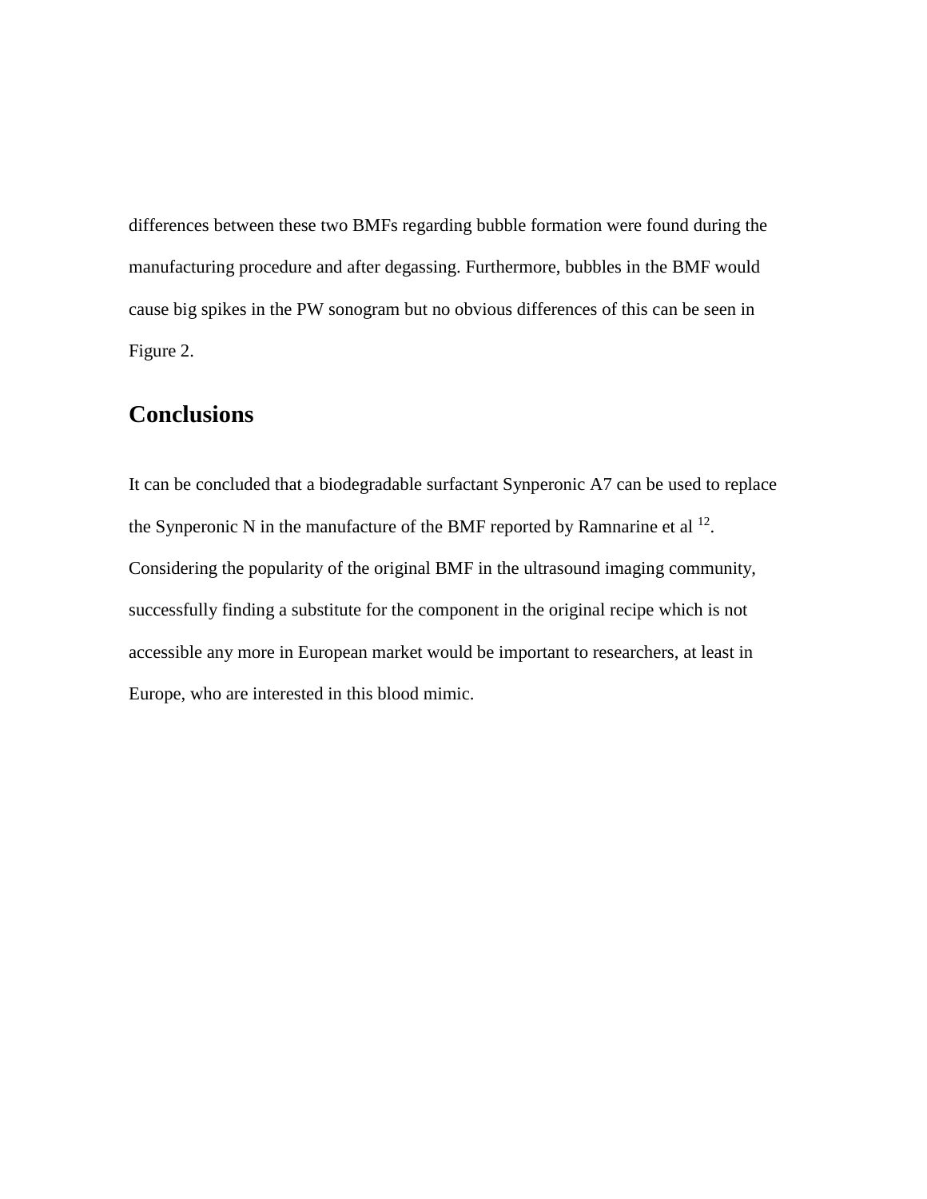differences between these two BMFs regarding bubble formation were found during the manufacturing procedure and after degassing. Furthermore, bubbles in the BMF would cause big spikes in the PW sonogram but no obvious differences of this can be seen in Figure 2.

## Conclusions

It can be concluded that a biodegradable surfactant Synperonic A7 can be used to replace the Synperonic N in the manufacture of the BMF reported by Ramnarine et al [12]. Considering the popularity of the original BMF in the ultrasound imaging community, successfully finding a substitute for the component in the original recipe which is not accessible any more in European market would be important to researchers, at least in Europe, who are interested in this blood mimic.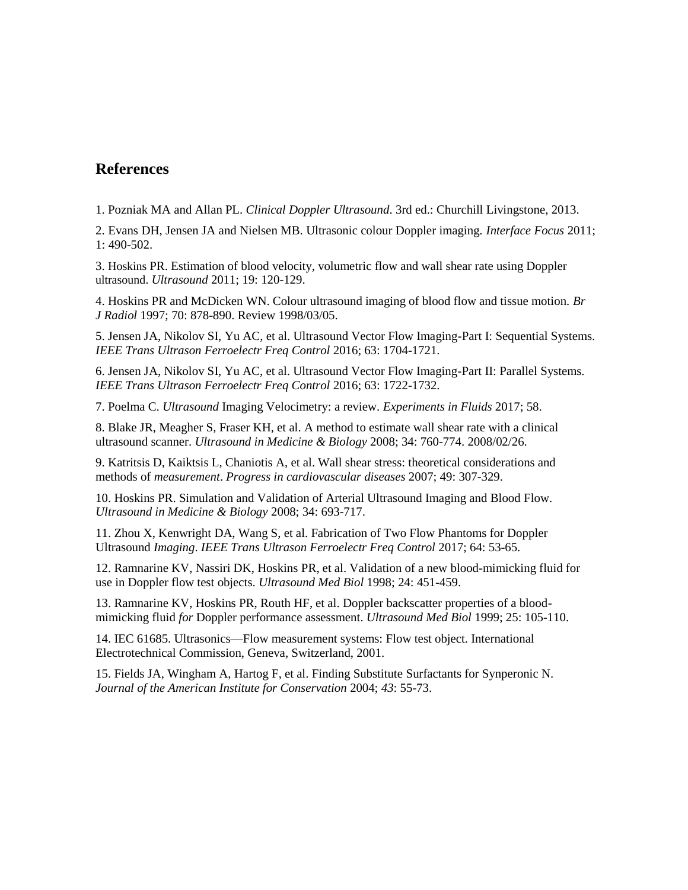## References

1. Pozniak MA and Allan PL. *Clinical Doppler Ultrasound*. 3rd ed.: Churchill Livingstone, 2013.

2. Evans DH, Jensen JA and Nielsen MB. Ultrasonic colour Doppler imaging. *Interface Focus* 2011; 1: 490-502.

3. Hoskins PR. Estimation of blood velocity, volumetric flow and wall shear rate using Doppler ultrasound. *Ultrasound* 2011; 19: 120-129.

4. Hoskins PR and McDicken WN. Colour ultrasound imaging of blood flow and tissue motion. *Br J Radiol* 1997; 70: 878-890. Review 1998/03/05.

5. Jensen JA, Nikolov SI, Yu AC, et al. Ultrasound Vector Flow Imaging-Part I: Sequential Systems. *IEEE Trans Ultrason Ferroelectr Freq Control* 2016; 63: 1704-1721.

6. Jensen JA, Nikolov SI, Yu AC, et al. Ultrasound Vector Flow Imaging-Part II: Parallel Systems. *IEEE Trans Ultrason Ferroelectr Freq Control* 2016; 63: 1722-1732.

7. Poelma C. *Ultrasound* Imaging Velocimetry: a review. *Experiments in Fluids* 2017; 58.

8. Blake JR, Meagher S, Fraser KH, et al. A method to estimate wall shear rate with a clinical ultrasound scanner. *Ultrasound in Medicine & Biology* 2008; 34: 760-774. 2008/02/26.

9. Katritsis D, Kaiktsis L, Chaniotis A, et al. Wall shear stress: theoretical considerations and methods of *measurement*. *Progress in cardiovascular diseases* 2007; 49: 307-329.

10. Hoskins PR. Simulation and Validation of Arterial Ultrasound Imaging and Blood Flow. *Ultrasound in Medicine & Biology* 2008; 34: 693-717.

11. Zhou X, Kenwright DA, Wang S, et al. Fabrication of Two Flow Phantoms for Doppler Ultrasound *Imaging*. *IEEE Trans Ultrason Ferroelectr Freq Control* 2017; 64: 53-65.

12. Ramnarine KV, Nassiri DK, Hoskins PR, et al. Validation of a new blood-mimicking fluid for use in Doppler flow test objects. *Ultrasound Med Biol* 1998; 24: 451-459.

13. Ramnarine KV, Hoskins PR, Routh HF, et al. Doppler backscatter properties of a blood-mimicking fluid *for* Doppler performance assessment. *Ultrasound Med Biol* 1999; 25: 105-110.

14. IEC 61685. Ultrasonics—Flow measurement systems: Flow test object. International Electrotechnical Commission, Geneva, Switzerland, 2001.

15. Fields JA, Wingham A, Hartog F, et al. Finding Substitute Surfactants for Synperonic N. *Journal of the American Institute for Conservation* 2004; *43*: 55-73.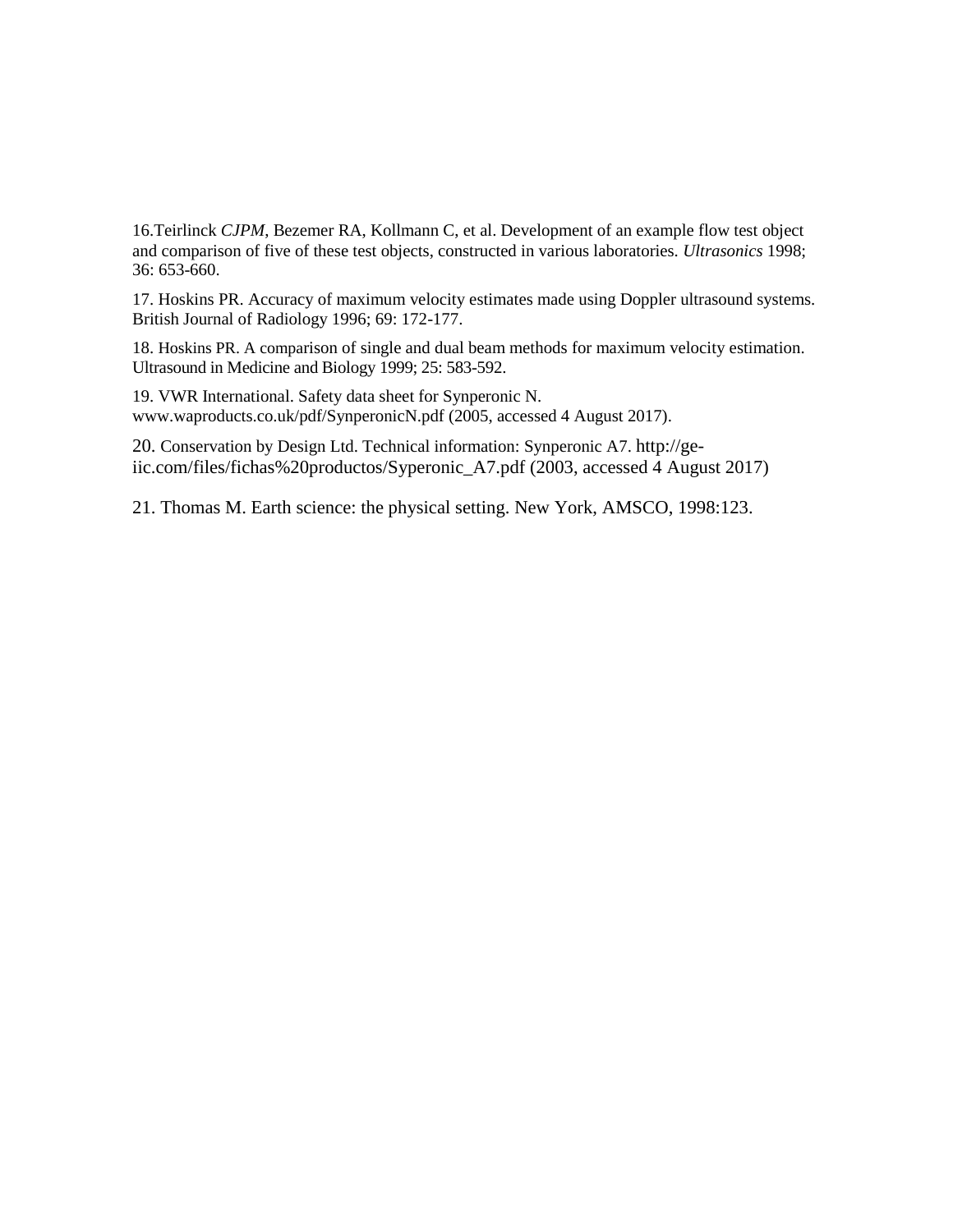16.Teirlinck *CJPM*, Bezemer RA, Kollmann C, et al. Development of an example flow test object and comparison of five of these test objects, constructed in various laboratories. *Ultrasonics* 1998; 36: 653-660.

17. Hoskins PR. Accuracy of maximum velocity estimates made using Doppler ultrasound systems. British Journal of Radiology 1996; 69: 172-177.

18. Hoskins PR. A comparison of single and dual beam methods for maximum velocity estimation. Ultrasound in Medicine and Biology 1999; 25: 583-592.

19. VWR International. Safety data sheet for Synperonic N. www.waproducts.co.uk/pdf/SynperonicN.pdf (2005, accessed 4 August 2017).

20. Conservation by Design Ltd. Technical information: Synperonic A7. http://ge-iic.com/files/fichas%20productos/Syperonic_A7.pdf (2003, accessed 4 August 2017)

21. Thomas M. Earth science: the physical setting. New York, AMSCO, 1998:123.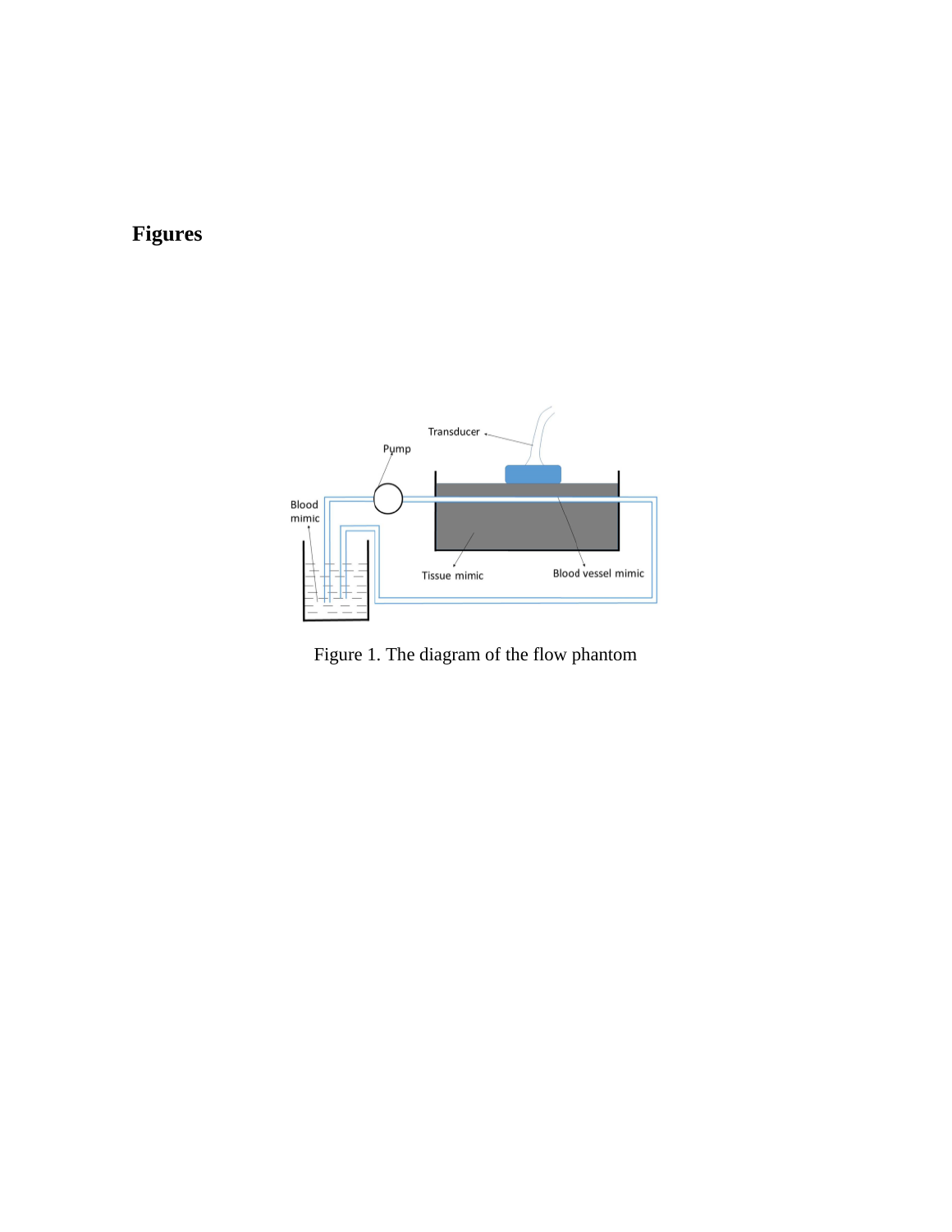# Figures

Transducer

Pump

Blood
mimic

Tissue mimic

Blood vessel mimic

Figure 1. The diagram of the flow phantom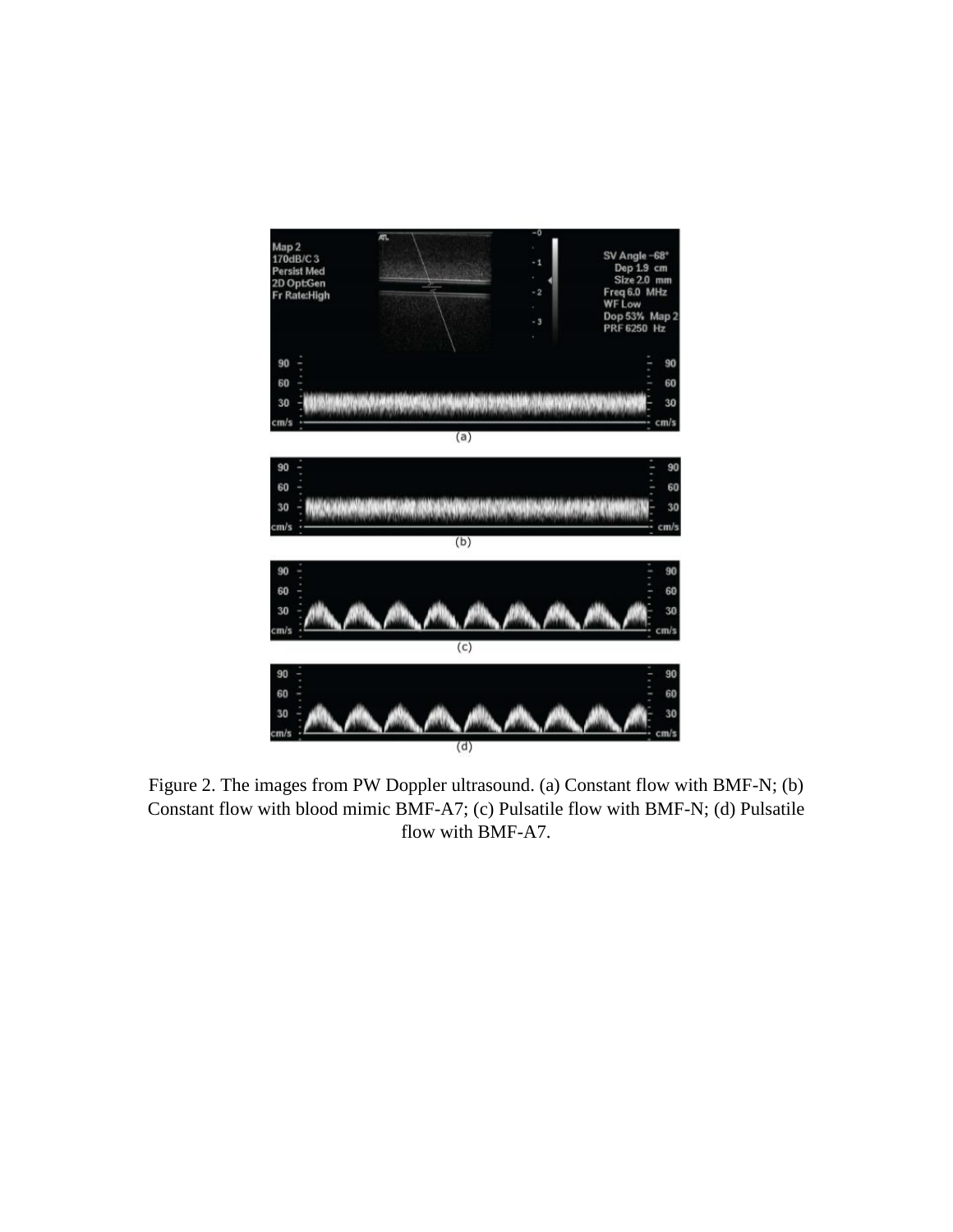Map 2
170dB/C 3
Persist Med
2D Opt:Gen
Fr Rate:High

SV Angle -68°
Dep 1.9 cm
Size 2.0 mm
Freq 6.0 MHz
WF Low
Dop 53% Map 2
PRF 6250 Hz

90
60
30
cm/s

(a)

90
60
30
cm/s

(b)

90
60
30
cm/s

(c)

90
60
30
cm/s

(d)

Figure 2. The images from PW Doppler ultrasound. (a) Constant flow with BMF-N; (b) Constant flow with blood mimic BMF-A7; (c) Pulsatile flow with BMF-N; (d) Pulsatile flow with BMF-A7.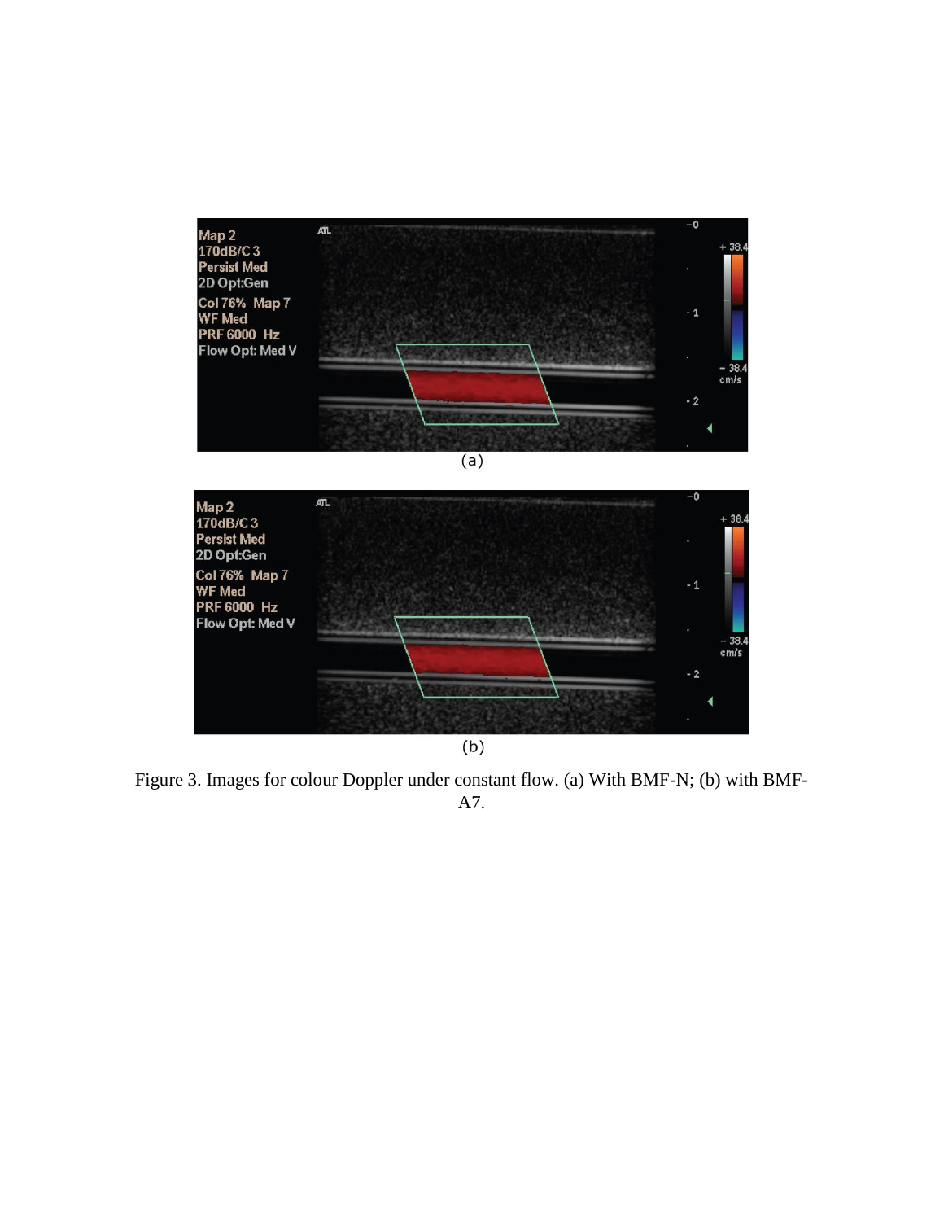(a)

(b)

Figure 3. Images for colour Doppler under constant flow. (a) With BMF-N; (b) with BMF-A7.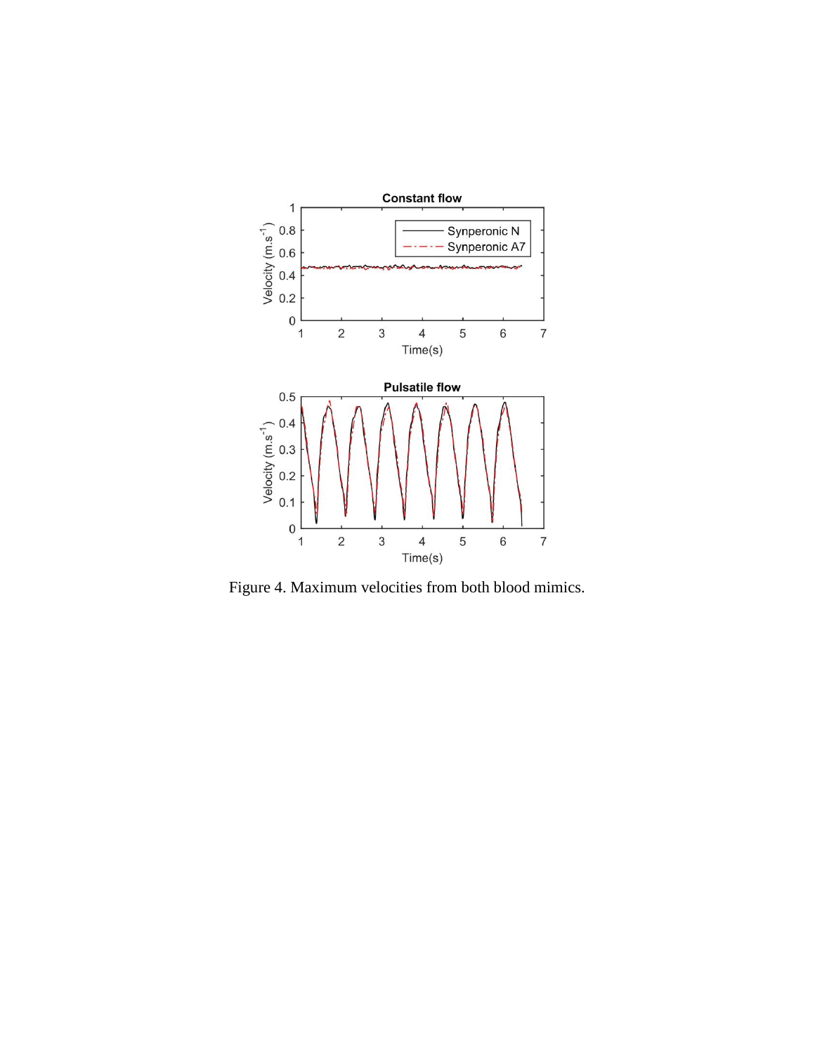Constant flow

Velocity (m.s$^{-1}$)

1
0.8
0.6
0.4
0.2
0

1 2 3 4 5 6 7

Time(s)

Synperonic N
Synperonic A7

Pulsatile flow

Velocity (m.s$^{-1}$)

0.5
0.4
0.3
0.2
0.1
0

1 2 3 4 5 6 7

Time(s)

Figure 4. Maximum velocities from both blood mimics.